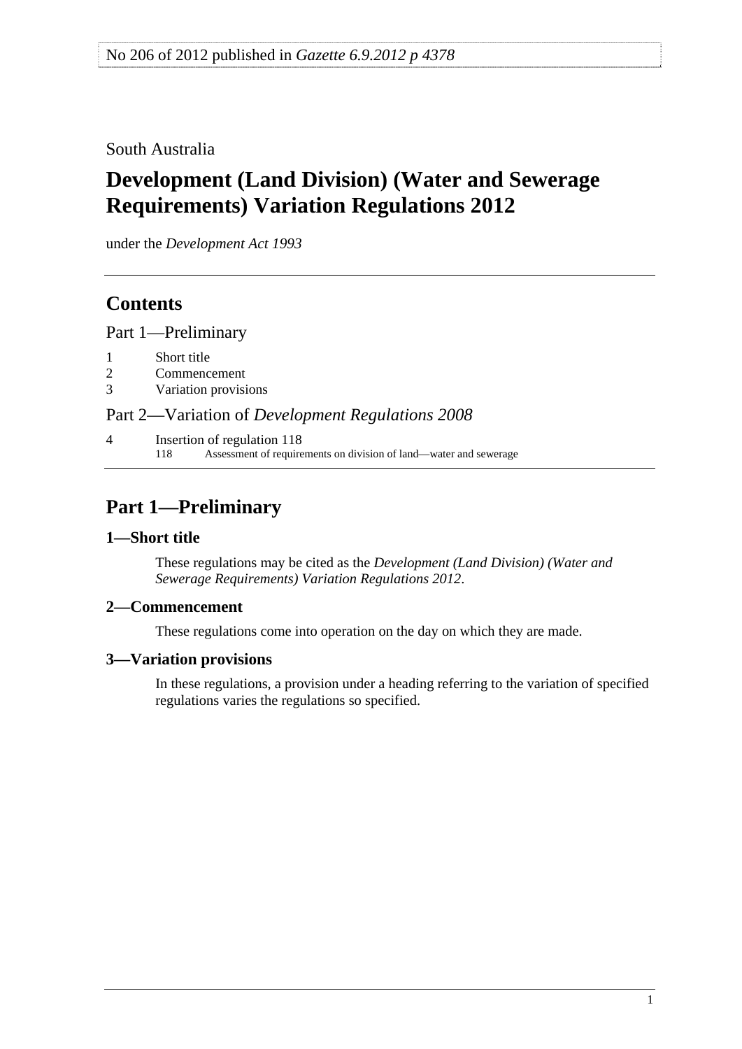No 206 of 2012 published in *Gazette 6.9.2012 p 4378*

South Australia

# Development (Land Division) (Water and Sewerage Requirements) Variation Regulations 2012

under the *Development Act 1993*

## Contents

Part 1—Preliminary

1 Short title
2 Commencement
3 Variation provisions

Part 2—Variation of *Development Regulations 2008*

4 Insertion of regulation 118
 118 Assessment of requirements on division of land—water and sewerage

## Part 1—Preliminary

### 1—Short title

These regulations may be cited as the *Development (Land Division) (Water and Sewerage Requirements) Variation Regulations 2012*.

### 2—Commencement

These regulations come into operation on the day on which they are made.

### 3—Variation provisions

In these regulations, a provision under a heading referring to the variation of specified regulations varies the regulations so specified.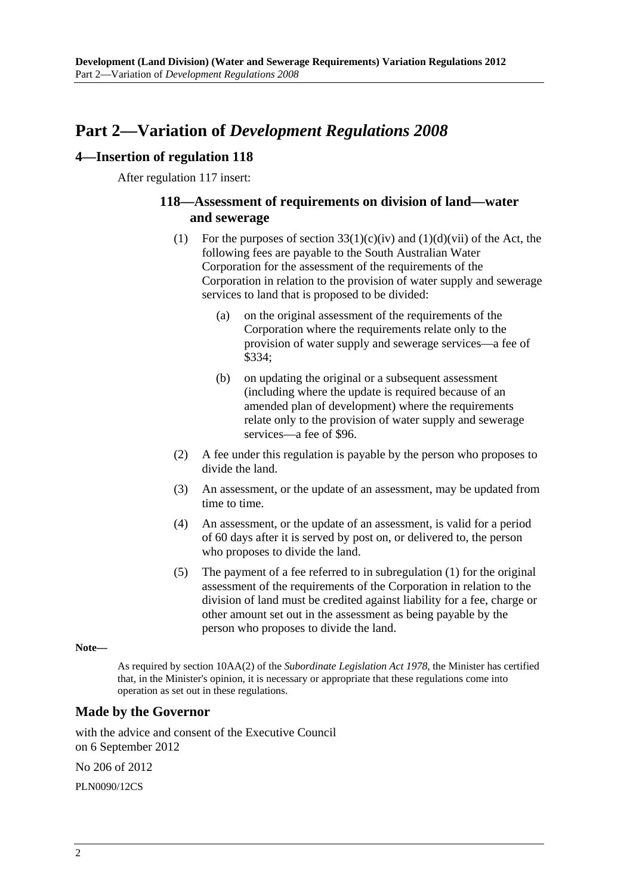## Part 2—Variation of *Development Regulations 2008*

### 4—Insertion of regulation 118

After regulation 117 insert:

#### 118—Assessment of requirements on division of land—water and sewerage

(1) For the purposes of section 33(1)(c)(iv) and (1)(d)(vii) of the Act, the following fees are payable to the South Australian Water Corporation for the assessment of the requirements of the Corporation in relation to the provision of water supply and sewerage services to land that is proposed to be divided:

(a) on the original assessment of the requirements of the Corporation where the requirements relate only to the provision of water supply and sewerage services—a fee of $334;

(b) on updating the original or a subsequent assessment (including where the update is required because of an amended plan of development) where the requirements relate only to the provision of water supply and sewerage services—a fee of $96.

(2) A fee under this regulation is payable by the person who proposes to divide the land.

(3) An assessment, or the update of an assessment, may be updated from time to time.

(4) An assessment, or the update of an assessment, is valid for a period of 60 days after it is served by post on, or delivered to, the person who proposes to divide the land.

(5) The payment of a fee referred to in subregulation (1) for the original assessment of the requirements of the Corporation in relation to the division of land must be credited against liability for a fee, charge or other amount set out in the assessment as being payable by the person who proposes to divide the land.

**Note—**

As required by section 10AA(2) of the *Subordinate Legislation Act 1978*, the Minister has certified that, in the Minister's opinion, it is necessary or appropriate that these regulations come into operation as set out in these regulations.

### Made by the Governor

with the advice and consent of the Executive Council on 6 September 2012

No 206 of 2012

PLN0090/12CS